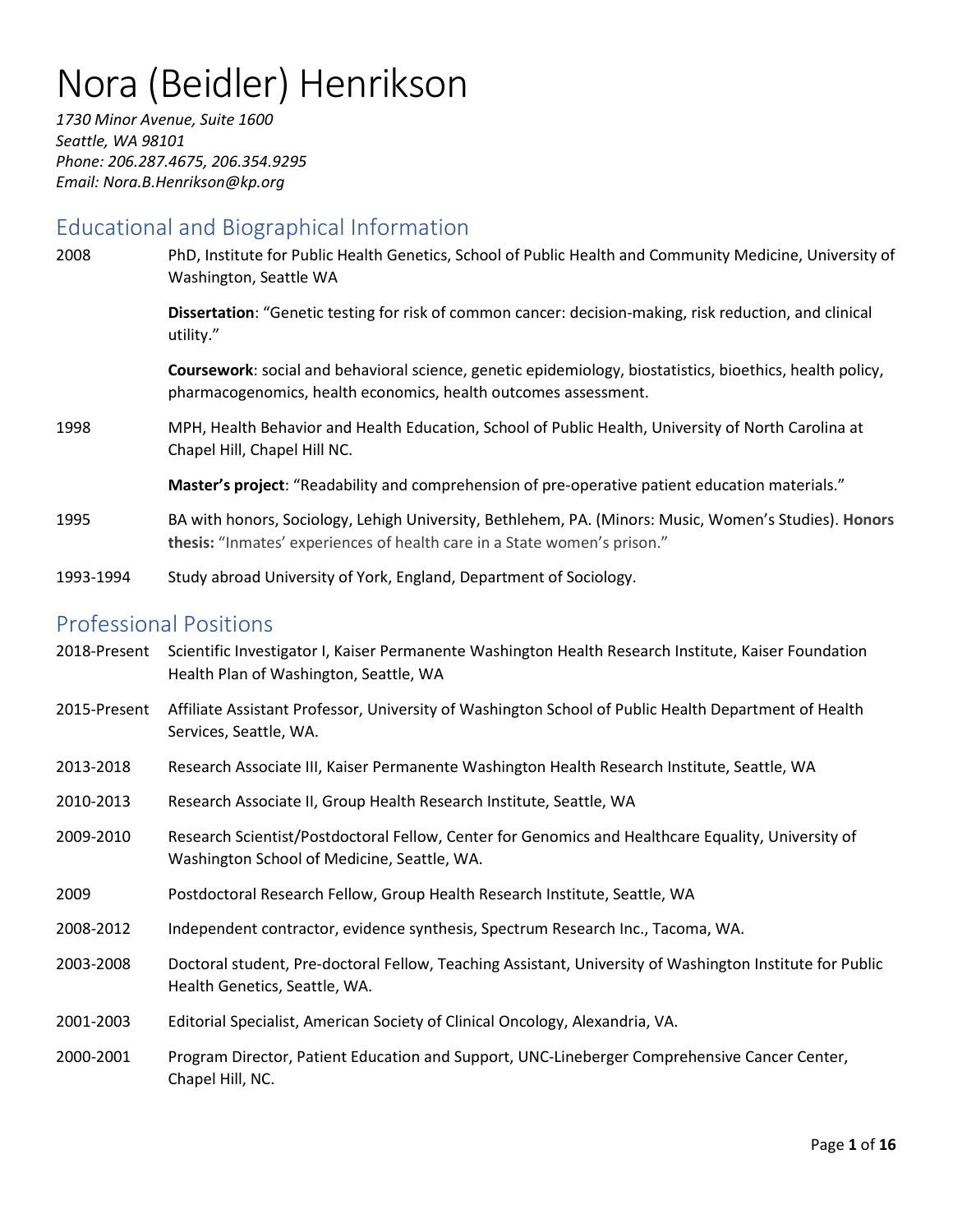# Nora (Beidler) Henrikson

*1730 Minor Avenue, Suite 1600*
*Seattle, WA 98101*
*Phone: 206.287.4675, 206.354.9295*
*Email: Nora.B.Henrikson@kp.org*

## Educational and Biographical Information

2008 PhD, Institute for Public Health Genetics, School of Public Health and Community Medicine, University of Washington, Seattle WA

**Dissertation**: "Genetic testing for risk of common cancer: decision-making, risk reduction, and clinical utility."

**Coursework**: social and behavioral science, genetic epidemiology, biostatistics, bioethics, health policy, pharmacogenomics, health economics, health outcomes assessment.

1998 MPH, Health Behavior and Health Education, School of Public Health, University of North Carolina at Chapel Hill, Chapel Hill NC.

**Master's project**: "Readability and comprehension of pre-operative patient education materials."

1995 BA with honors, Sociology, Lehigh University, Bethlehem, PA. (Minors: Music, Women's Studies). **Honors thesis:** "Inmates' experiences of health care in a State women's prison."

1993-1994 Study abroad University of York, England, Department of Sociology.

## Professional Positions

2018-Present Scientific Investigator I, Kaiser Permanente Washington Health Research Institute, Kaiser Foundation Health Plan of Washington, Seattle, WA

2015-Present Affiliate Assistant Professor, University of Washington School of Public Health Department of Health Services, Seattle, WA.

2013-2018 Research Associate III, Kaiser Permanente Washington Health Research Institute, Seattle, WA

2010-2013 Research Associate II, Group Health Research Institute, Seattle, WA

2009-2010 Research Scientist/Postdoctoral Fellow, Center for Genomics and Healthcare Equality, University of Washington School of Medicine, Seattle, WA.

2009 Postdoctoral Research Fellow, Group Health Research Institute, Seattle, WA

2008-2012 Independent contractor, evidence synthesis, Spectrum Research Inc., Tacoma, WA.

2003-2008 Doctoral student, Pre-doctoral Fellow, Teaching Assistant, University of Washington Institute for Public Health Genetics, Seattle, WA.

2001-2003 Editorial Specialist, American Society of Clinical Oncology, Alexandria, VA.

2000-2001 Program Director, Patient Education and Support, UNC-Lineberger Comprehensive Cancer Center, Chapel Hill, NC.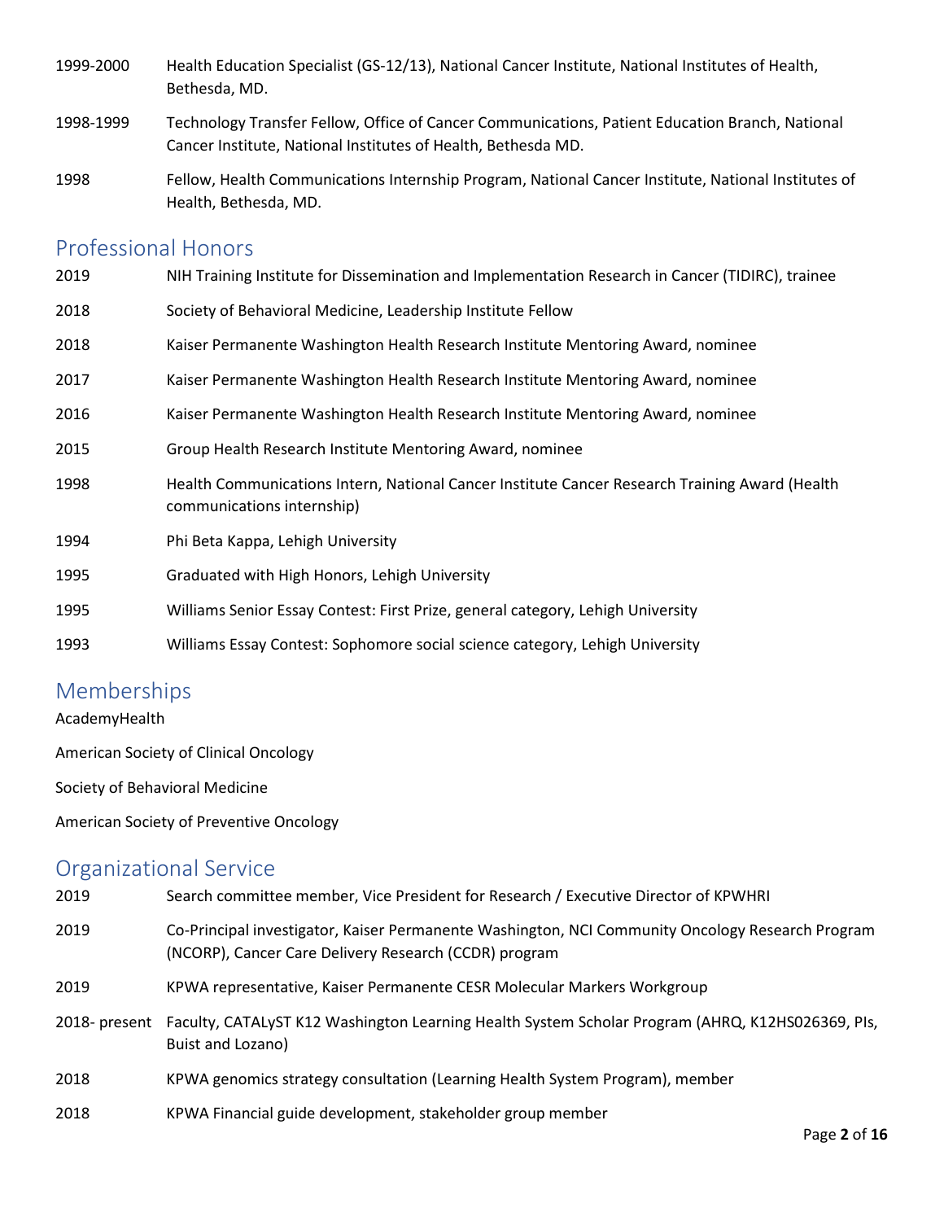1999-2000 Health Education Specialist (GS-12/13), National Cancer Institute, National Institutes of Health, Bethesda, MD.

1998-1999 Technology Transfer Fellow, Office of Cancer Communications, Patient Education Branch, National Cancer Institute, National Institutes of Health, Bethesda MD.

1998 Fellow, Health Communications Internship Program, National Cancer Institute, National Institutes of Health, Bethesda, MD.

## Professional Honors

2019 NIH Training Institute for Dissemination and Implementation Research in Cancer (TIDIRC), trainee

2018 Society of Behavioral Medicine, Leadership Institute Fellow

2018 Kaiser Permanente Washington Health Research Institute Mentoring Award, nominee

2017 Kaiser Permanente Washington Health Research Institute Mentoring Award, nominee

2016 Kaiser Permanente Washington Health Research Institute Mentoring Award, nominee

2015 Group Health Research Institute Mentoring Award, nominee

1998 Health Communications Intern, National Cancer Institute Cancer Research Training Award (Health communications internship)

1994 Phi Beta Kappa, Lehigh University

1995 Graduated with High Honors, Lehigh University

1995 Williams Senior Essay Contest: First Prize, general category, Lehigh University

1993 Williams Essay Contest: Sophomore social science category, Lehigh University

## Memberships

AcademyHealth

American Society of Clinical Oncology

Society of Behavioral Medicine

American Society of Preventive Oncology

## Organizational Service

2019 Search committee member, Vice President for Research / Executive Director of KPWHRI

2019 Co-Principal investigator, Kaiser Permanente Washington, NCI Community Oncology Research Program (NCORP), Cancer Care Delivery Research (CCDR) program

2019 KPWA representative, Kaiser Permanente CESR Molecular Markers Workgroup

2018- present Faculty, CATALyST K12 Washington Learning Health System Scholar Program (AHRQ, K12HS026369, PIs, Buist and Lozano)

2018 KPWA genomics strategy consultation (Learning Health System Program), member

2018 KPWA Financial guide development, stakeholder group member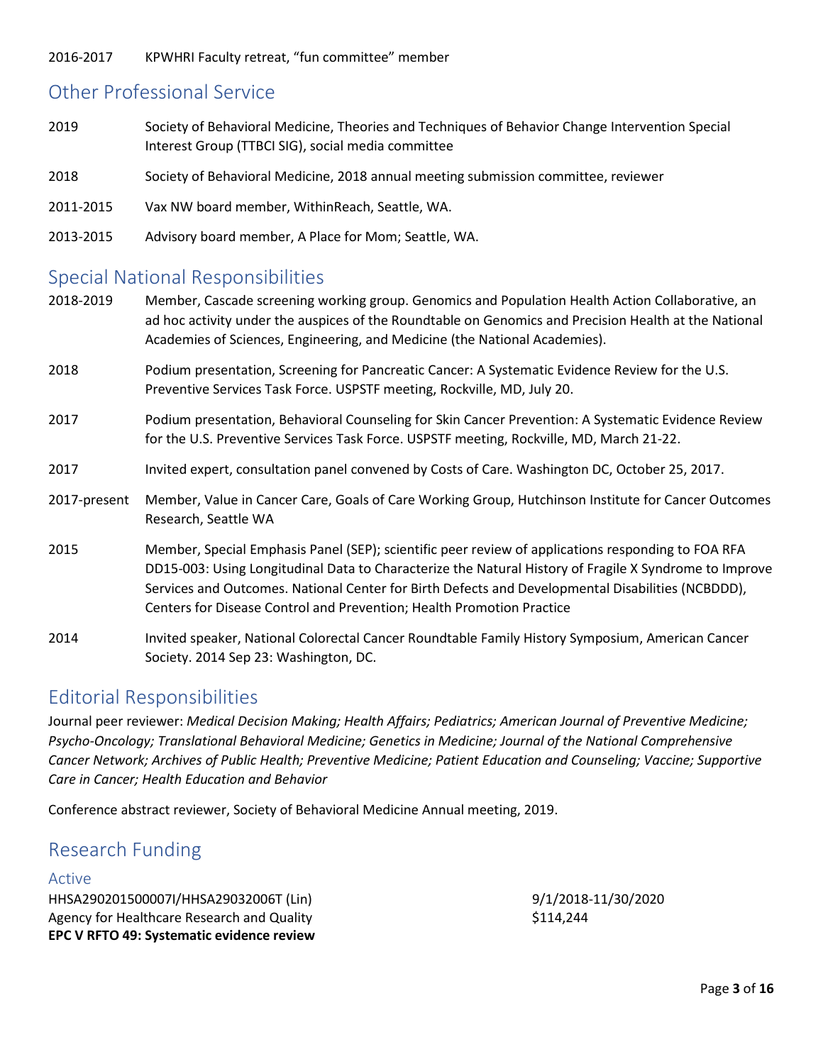2016-2017 KPWHRI Faculty retreat, "fun committee" member

## Other Professional Service

2019 Society of Behavioral Medicine, Theories and Techniques of Behavior Change Intervention Special Interest Group (TTBCI SIG), social media committee

2018 Society of Behavioral Medicine, 2018 annual meeting submission committee, reviewer

2011-2015 Vax NW board member, WithinReach, Seattle, WA.

2013-2015 Advisory board member, A Place for Mom; Seattle, WA.

## Special National Responsibilities

2018-2019 Member, Cascade screening working group. Genomics and Population Health Action Collaborative, an ad hoc activity under the auspices of the Roundtable on Genomics and Precision Health at the National Academies of Sciences, Engineering, and Medicine (the National Academies).

2018 Podium presentation, Screening for Pancreatic Cancer: A Systematic Evidence Review for the U.S. Preventive Services Task Force. USPSTF meeting, Rockville, MD, July 20.

2017 Podium presentation, Behavioral Counseling for Skin Cancer Prevention: A Systematic Evidence Review for the U.S. Preventive Services Task Force. USPSTF meeting, Rockville, MD, March 21-22.

2017 Invited expert, consultation panel convened by Costs of Care. Washington DC, October 25, 2017.

2017-present Member, Value in Cancer Care, Goals of Care Working Group, Hutchinson Institute for Cancer Outcomes Research, Seattle WA

2015 Member, Special Emphasis Panel (SEP); scientific peer review of applications responding to FOA RFA DD15-003: Using Longitudinal Data to Characterize the Natural History of Fragile X Syndrome to Improve Services and Outcomes. National Center for Birth Defects and Developmental Disabilities (NCBDDD), Centers for Disease Control and Prevention; Health Promotion Practice

2014 Invited speaker, National Colorectal Cancer Roundtable Family History Symposium, American Cancer Society. 2014 Sep 23: Washington, DC.

## Editorial Responsibilities

Journal peer reviewer: *Medical Decision Making; Health Affairs; Pediatrics; American Journal of Preventive Medicine; Psycho-Oncology; Translational Behavioral Medicine; Genetics in Medicine; Journal of the National Comprehensive Cancer Network; Archives of Public Health; Preventive Medicine; Patient Education and Counseling; Vaccine; Supportive Care in Cancer; Health Education and Behavior*

Conference abstract reviewer, Society of Behavioral Medicine Annual meeting, 2019.

## Research Funding

### Active

HHSA290201500007I/HHSA29032006T (Lin) 9/1/2018-11/30/2020
Agency for Healthcare Research and Quality $114,244
**EPC V RFTO 49: Systematic evidence review**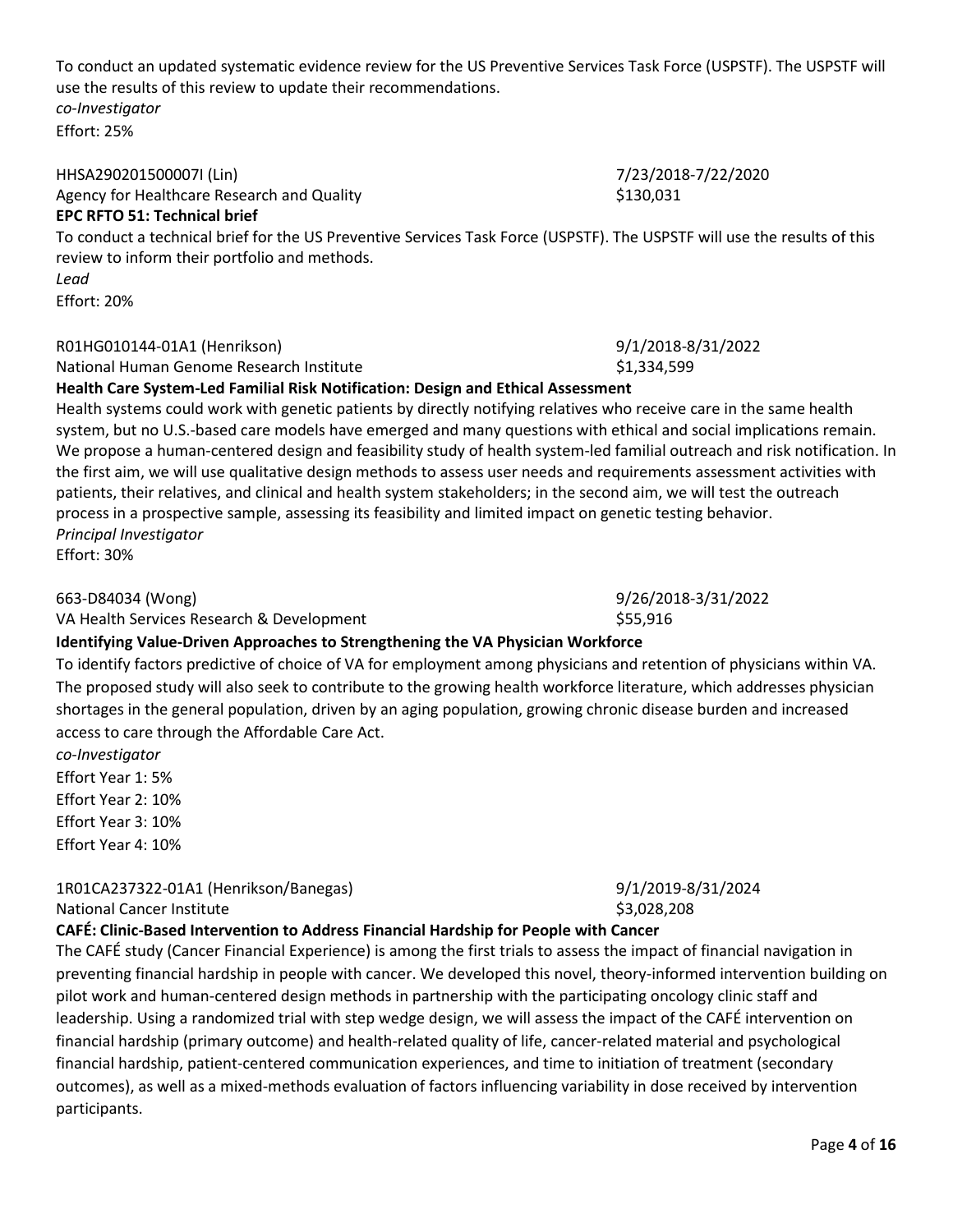To conduct an updated systematic evidence review for the US Preventive Services Task Force (USPSTF). The USPSTF will use the results of this review to update their recommendations.
*co-Investigator*
Effort: 25%

HHSA290201500007I (Lin) 7/23/2018-7/22/2020
Agency for Healthcare Research and Quality $130,031
**EPC RFTO 51: Technical brief**
To conduct a technical brief for the US Preventive Services Task Force (USPSTF). The USPSTF will use the results of this review to inform their portfolio and methods.
*Lead*
Effort: 20%

R01HG010144-01A1 (Henrikson) 9/1/2018-8/31/2022
National Human Genome Research Institute $1,334,599
**Health Care System-Led Familial Risk Notification: Design and Ethical Assessment**
Health systems could work with genetic patients by directly notifying relatives who receive care in the same health system, but no U.S.-based care models have emerged and many questions with ethical and social implications remain. We propose a human-centered design and feasibility study of health system-led familial outreach and risk notification. In the first aim, we will use qualitative design methods to assess user needs and requirements assessment activities with patients, their relatives, and clinical and health system stakeholders; in the second aim, we will test the outreach process in a prospective sample, assessing its feasibility and limited impact on genetic testing behavior.
*Principal Investigator*
Effort: 30%

663-D84034 (Wong) 9/26/2018-3/31/2022
VA Health Services Research & Development $55,916
**Identifying Value-Driven Approaches to Strengthening the VA Physician Workforce**
To identify factors predictive of choice of VA for employment among physicians and retention of physicians within VA. The proposed study will also seek to contribute to the growing health workforce literature, which addresses physician shortages in the general population, driven by an aging population, growing chronic disease burden and increased access to care through the Affordable Care Act.
*co-Investigator*
Effort Year 1: 5%
Effort Year 2: 10%
Effort Year 3: 10%
Effort Year 4: 10%

1R01CA237322-01A1 (Henrikson/Banegas) 9/1/2019-8/31/2024
National Cancer Institute $3,028,208
**CAFÉ: Clinic-Based Intervention to Address Financial Hardship for People with Cancer**
The CAFÉ study (Cancer Financial Experience) is among the first trials to assess the impact of financial navigation in preventing financial hardship in people with cancer. We developed this novel, theory-informed intervention building on pilot work and human-centered design methods in partnership with the participating oncology clinic staff and leadership. Using a randomized trial with step wedge design, we will assess the impact of the CAFÉ intervention on financial hardship (primary outcome) and health-related quality of life, cancer-related material and psychological financial hardship, patient-centered communication experiences, and time to initiation of treatment (secondary outcomes), as well as a mixed-methods evaluation of factors influencing variability in dose received by intervention participants.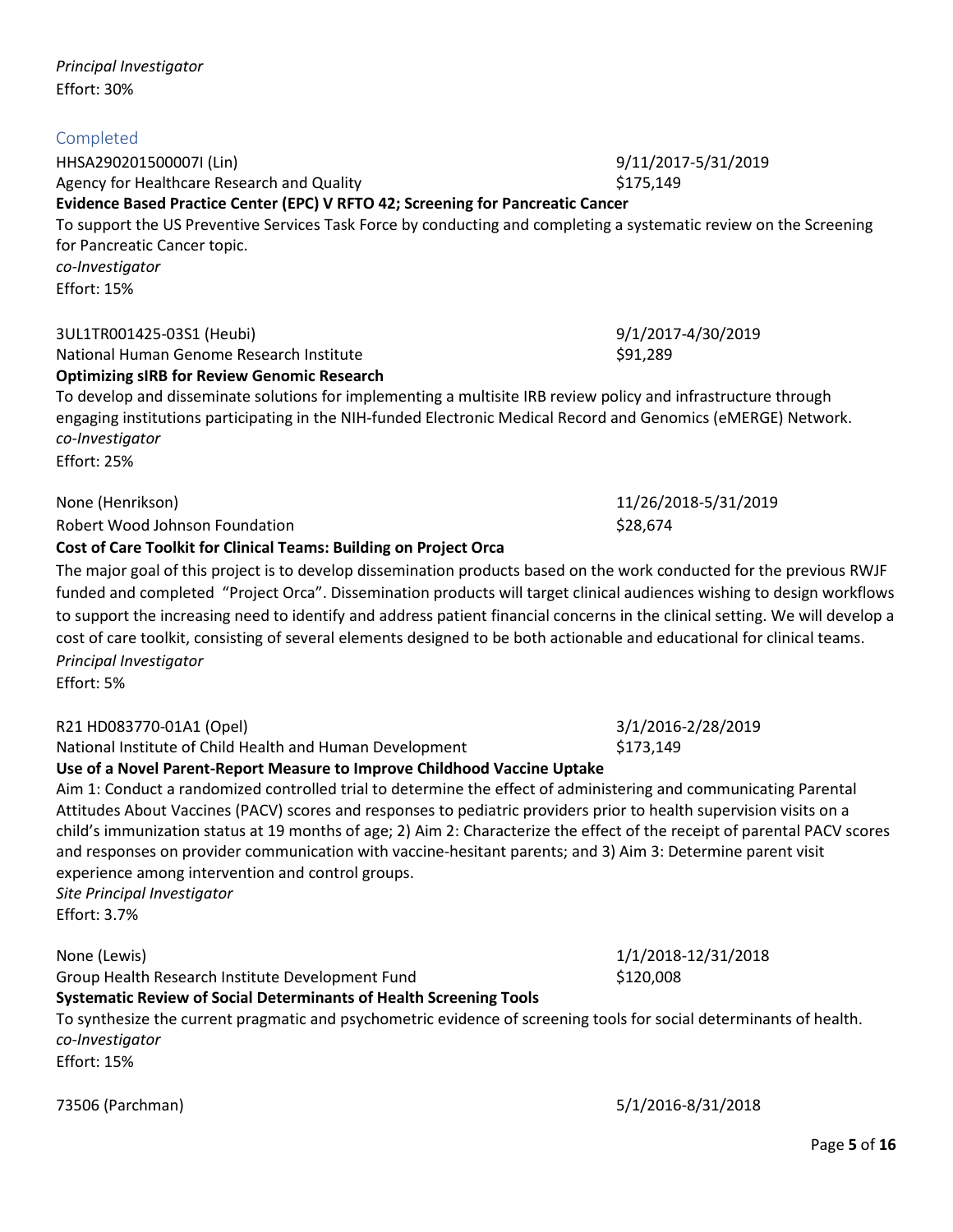*Principal Investigator*
Effort: 30%

## Completed

HHSA290201500007I (Lin) 9/11/2017-5/31/2019
Agency for Healthcare Research and Quality $175,149
**Evidence Based Practice Center (EPC) V RFTO 42; Screening for Pancreatic Cancer**
To support the US Preventive Services Task Force by conducting and completing a systematic review on the Screening for Pancreatic Cancer topic.
*co-Investigator*
Effort: 15%

3UL1TR001425-03S1 (Heubi) 9/1/2017-4/30/2019
National Human Genome Research Institute $91,289
**Optimizing sIRB for Review Genomic Research**
To develop and disseminate solutions for implementing a multisite IRB review policy and infrastructure through engaging institutions participating in the NIH-funded Electronic Medical Record and Genomics (eMERGE) Network.
*co-Investigator*
Effort: 25%

None (Henrikson) 11/26/2018-5/31/2019
Robert Wood Johnson Foundation $28,674
**Cost of Care Toolkit for Clinical Teams: Building on Project Orca**
The major goal of this project is to develop dissemination products based on the work conducted for the previous RWJF funded and completed "Project Orca". Dissemination products will target clinical audiences wishing to design workflows to support the increasing need to identify and address patient financial concerns in the clinical setting. We will develop a cost of care toolkit, consisting of several elements designed to be both actionable and educational for clinical teams.
*Principal Investigator*
Effort: 5%

R21 HD083770-01A1 (Opel) 3/1/2016-2/28/2019
National Institute of Child Health and Human Development $173,149
**Use of a Novel Parent-Report Measure to Improve Childhood Vaccine Uptake**
Aim 1: Conduct a randomized controlled trial to determine the effect of administering and communicating Parental Attitudes About Vaccines (PACV) scores and responses to pediatric providers prior to health supervision visits on a child's immunization status at 19 months of age; 2) Aim 2: Characterize the effect of the receipt of parental PACV scores and responses on provider communication with vaccine-hesitant parents; and 3) Aim 3: Determine parent visit experience among intervention and control groups.
*Site Principal Investigator*
Effort: 3.7%

None (Lewis) 1/1/2018-12/31/2018
Group Health Research Institute Development Fund $120,008
**Systematic Review of Social Determinants of Health Screening Tools**
To synthesize the current pragmatic and psychometric evidence of screening tools for social determinants of health.
*co-Investigator*
Effort: 15%

73506 (Parchman) 5/1/2016-8/31/2018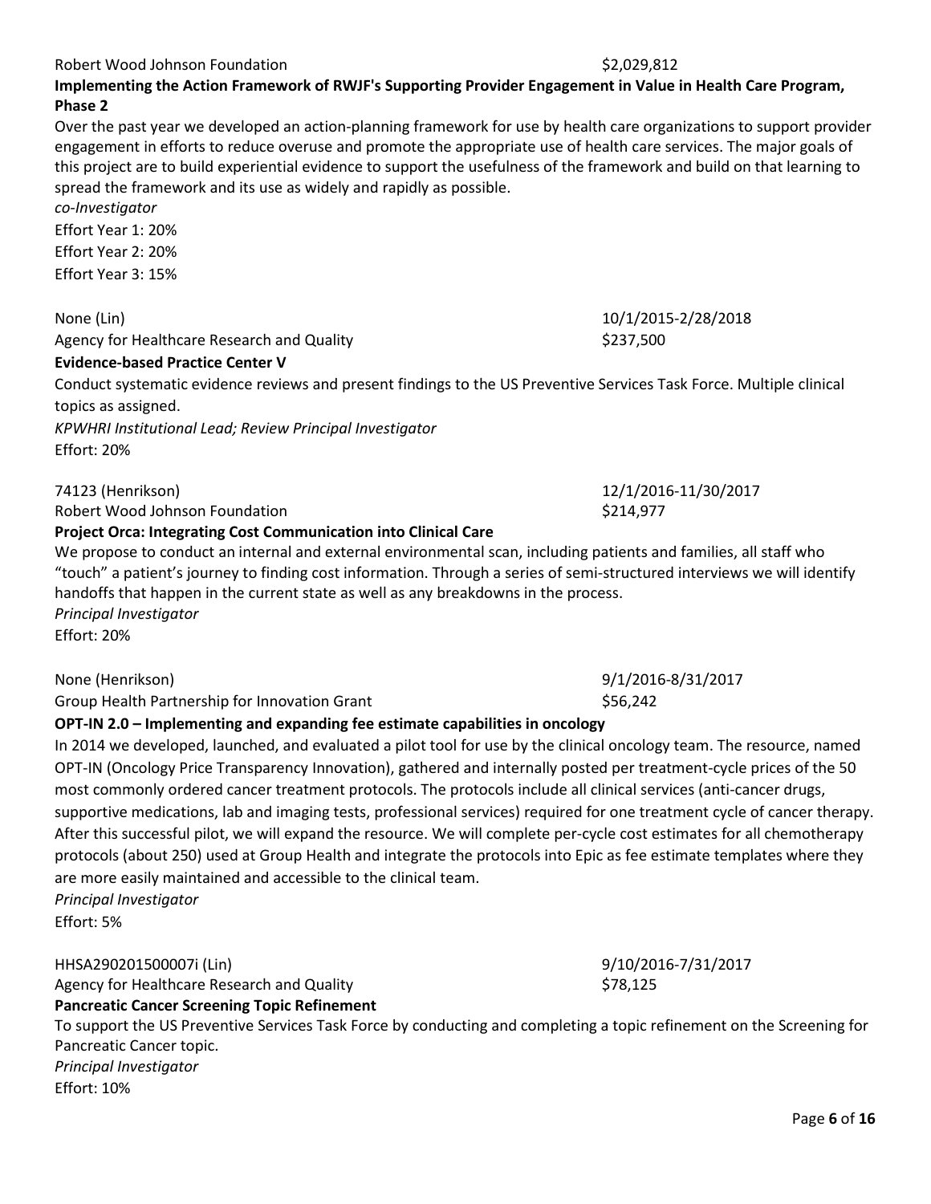Robert Wood Johnson Foundation $2,029,812

**Implementing the Action Framework of RWJF's Supporting Provider Engagement in Value in Health Care Program, Phase 2**

Over the past year we developed an action-planning framework for use by health care organizations to support provider engagement in efforts to reduce overuse and promote the appropriate use of health care services. The major goals of this project are to build experiential evidence to support the usefulness of the framework and build on that learning to spread the framework and its use as widely and rapidly as possible.

*co-Investigator*

Effort Year 1: 20%

Effort Year 2: 20%

Effort Year 3: 15%

None (Lin) 10/1/2015-2/28/2018

Agency for Healthcare Research and Quality $237,500

**Evidence-based Practice Center V**

Conduct systematic evidence reviews and present findings to the US Preventive Services Task Force. Multiple clinical topics as assigned.

*KPWHRI Institutional Lead; Review Principal Investigator*

Effort: 20%

74123 (Henrikson) 12/1/2016-11/30/2017

Robert Wood Johnson Foundation $214,977

**Project Orca: Integrating Cost Communication into Clinical Care**

We propose to conduct an internal and external environmental scan, including patients and families, all staff who "touch" a patient's journey to finding cost information. Through a series of semi-structured interviews we will identify handoffs that happen in the current state as well as any breakdowns in the process.

*Principal Investigator*

Effort: 20%

None (Henrikson) 9/1/2016-8/31/2017

Group Health Partnership for Innovation Grant $56,242

**OPT-IN 2.0 – Implementing and expanding fee estimate capabilities in oncology**

In 2014 we developed, launched, and evaluated a pilot tool for use by the clinical oncology team. The resource, named OPT-IN (Oncology Price Transparency Innovation), gathered and internally posted per treatment-cycle prices of the 50 most commonly ordered cancer treatment protocols. The protocols include all clinical services (anti-cancer drugs, supportive medications, lab and imaging tests, professional services) required for one treatment cycle of cancer therapy. After this successful pilot, we will expand the resource. We will complete per-cycle cost estimates for all chemotherapy protocols (about 250) used at Group Health and integrate the protocols into Epic as fee estimate templates where they are more easily maintained and accessible to the clinical team.

*Principal Investigator*

Effort: 5%

HHSA290201500007i (Lin) 9/10/2016-7/31/2017

Agency for Healthcare Research and Quality $78,125

**Pancreatic Cancer Screening Topic Refinement**

To support the US Preventive Services Task Force by conducting and completing a topic refinement on the Screening for Pancreatic Cancer topic.

*Principal Investigator*

Effort: 10%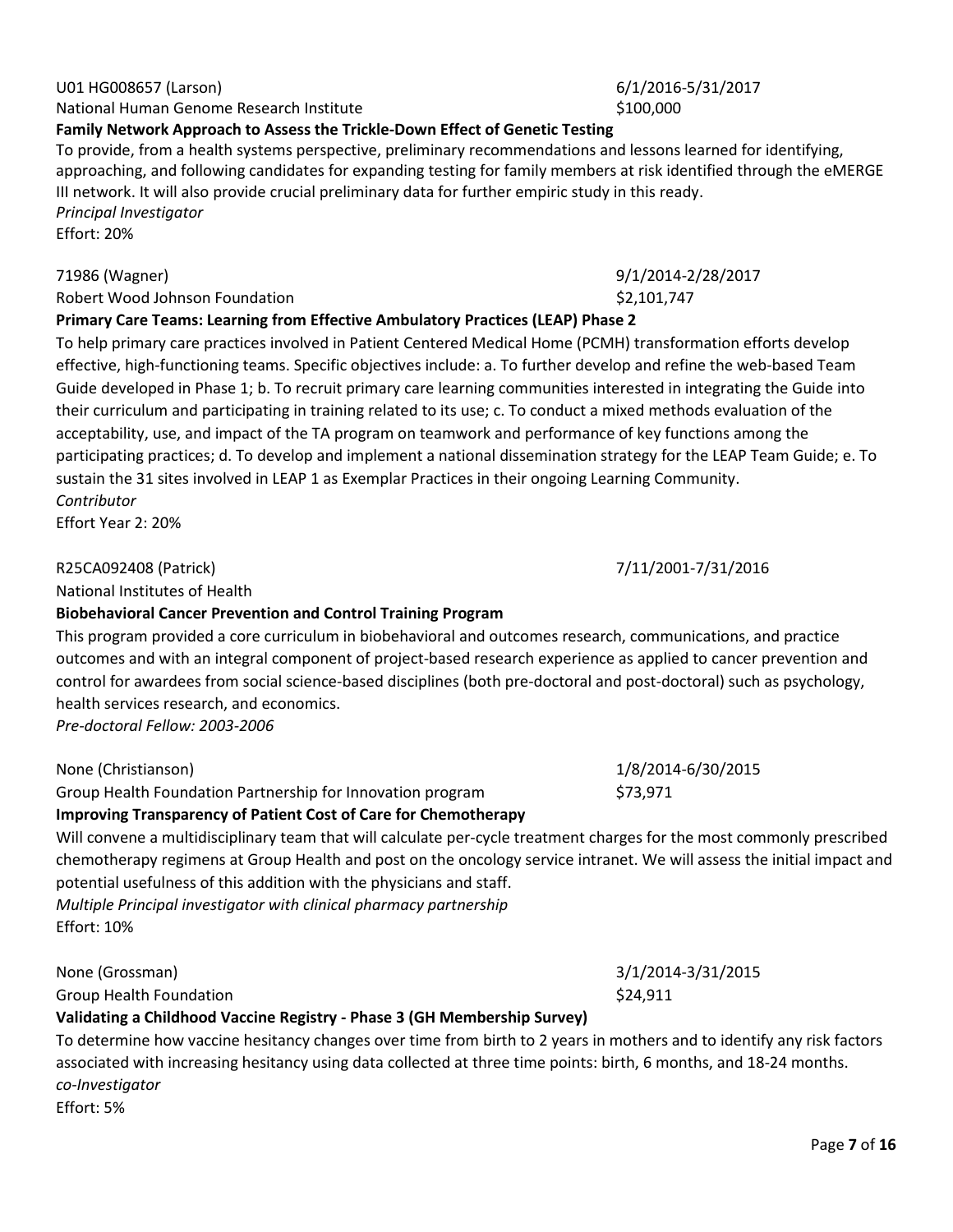U01 HG008657 (Larson) 6/1/2016-5/31/2017
National Human Genome Research Institute $100,000
**Family Network Approach to Assess the Trickle-Down Effect of Genetic Testing**
To provide, from a health systems perspective, preliminary recommendations and lessons learned for identifying, approaching, and following candidates for expanding testing for family members at risk identified through the eMERGE III network. It will also provide crucial preliminary data for further empiric study in this ready.
*Principal Investigator*
Effort: 20%

71986 (Wagner) 9/1/2014-2/28/2017
Robert Wood Johnson Foundation $2,101,747
**Primary Care Teams: Learning from Effective Ambulatory Practices (LEAP) Phase 2**
To help primary care practices involved in Patient Centered Medical Home (PCMH) transformation efforts develop effective, high-functioning teams. Specific objectives include: a. To further develop and refine the web-based Team Guide developed in Phase 1; b. To recruit primary care learning communities interested in integrating the Guide into their curriculum and participating in training related to its use; c. To conduct a mixed methods evaluation of the acceptability, use, and impact of the TA program on teamwork and performance of key functions among the participating practices; d. To develop and implement a national dissemination strategy for the LEAP Team Guide; e. To sustain the 31 sites involved in LEAP 1 as Exemplar Practices in their ongoing Learning Community.
*Contributor*
Effort Year 2: 20%

R25CA092408 (Patrick) 7/11/2001-7/31/2016
National Institutes of Health
**Biobehavioral Cancer Prevention and Control Training Program**
This program provided a core curriculum in biobehavioral and outcomes research, communications, and practice outcomes and with an integral component of project-based research experience as applied to cancer prevention and control for awardees from social science-based disciplines (both pre-doctoral and post-doctoral) such as psychology, health services research, and economics.
*Pre-doctoral Fellow: 2003-2006*

None (Christianson) 1/8/2014-6/30/2015
Group Health Foundation Partnership for Innovation program $73,971
**Improving Transparency of Patient Cost of Care for Chemotherapy**
Will convene a multidisciplinary team that will calculate per-cycle treatment charges for the most commonly prescribed chemotherapy regimens at Group Health and post on the oncology service intranet. We will assess the initial impact and potential usefulness of this addition with the physicians and staff.
*Multiple Principal investigator with clinical pharmacy partnership*
Effort: 10%

None (Grossman) 3/1/2014-3/31/2015
Group Health Foundation $24,911
**Validating a Childhood Vaccine Registry - Phase 3 (GH Membership Survey)**
To determine how vaccine hesitancy changes over time from birth to 2 years in mothers and to identify any risk factors associated with increasing hesitancy using data collected at three time points: birth, 6 months, and 18-24 months.
*co-Investigator*
Effort: 5%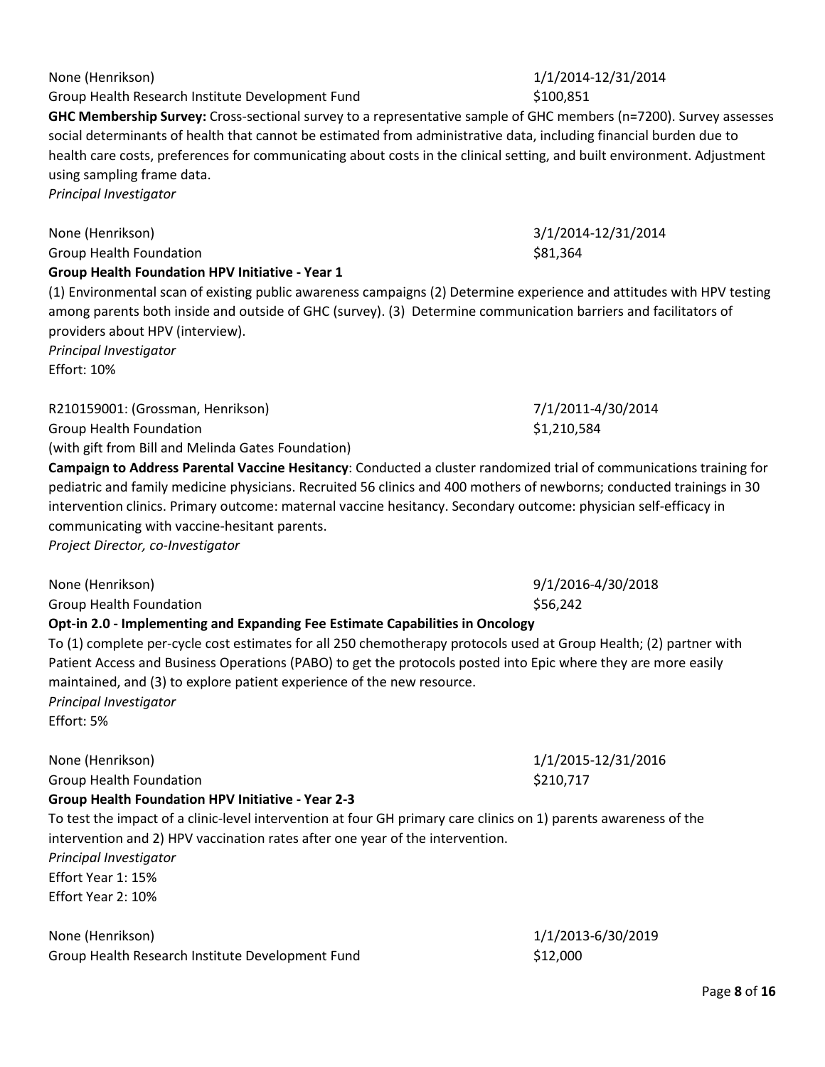None (Henrikson) 1/1/2014-12/31/2014
Group Health Research Institute Development Fund $100,851

**GHC Membership Survey:** Cross-sectional survey to a representative sample of GHC members (n=7200). Survey assesses social determinants of health that cannot be estimated from administrative data, including financial burden due to health care costs, preferences for communicating about costs in the clinical setting, and built environment. Adjustment using sampling frame data.
*Principal Investigator*

None (Henrikson) 3/1/2014-12/31/2014
Group Health Foundation $81,364

**Group Health Foundation HPV Initiative - Year 1**
(1) Environmental scan of existing public awareness campaigns (2) Determine experience and attitudes with HPV testing among parents both inside and outside of GHC (survey). (3) Determine communication barriers and facilitators of providers about HPV (interview).
*Principal Investigator*
Effort: 10%

R210159001: (Grossman, Henrikson) 7/1/2011-4/30/2014
Group Health Foundation $1,210,584
(with gift from Bill and Melinda Gates Foundation)

**Campaign to Address Parental Vaccine Hesitancy**: Conducted a cluster randomized trial of communications training for pediatric and family medicine physicians. Recruited 56 clinics and 400 mothers of newborns; conducted trainings in 30 intervention clinics. Primary outcome: maternal vaccine hesitancy. Secondary outcome: physician self-efficacy in communicating with vaccine-hesitant parents.
*Project Director, co-Investigator*

None (Henrikson) 9/1/2016-4/30/2018
Group Health Foundation $56,242

**Opt-in 2.0 - Implementing and Expanding Fee Estimate Capabilities in Oncology**
To (1) complete per-cycle cost estimates for all 250 chemotherapy protocols used at Group Health; (2) partner with Patient Access and Business Operations (PABO) to get the protocols posted into Epic where they are more easily maintained, and (3) to explore patient experience of the new resource.
*Principal Investigator*
Effort: 5%

None (Henrikson) 1/1/2015-12/31/2016
Group Health Foundation $210,717

**Group Health Foundation HPV Initiative - Year 2-3**
To test the impact of a clinic-level intervention at four GH primary care clinics on 1) parents awareness of the intervention and 2) HPV vaccination rates after one year of the intervention.
*Principal Investigator*
Effort Year 1: 15%
Effort Year 2: 10%

None (Henrikson) 1/1/2013-6/30/2019
Group Health Research Institute Development Fund $12,000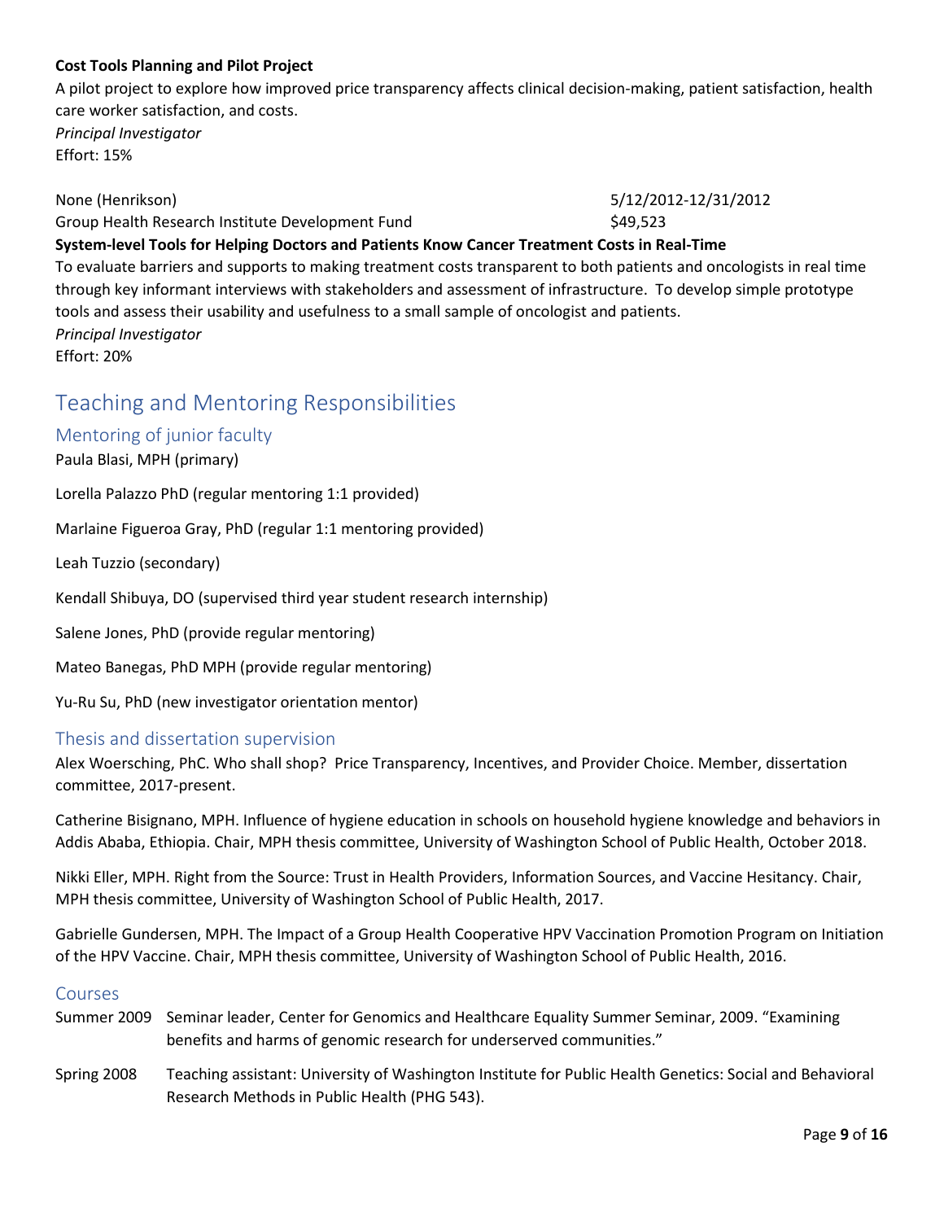**Cost Tools Planning and Pilot Project**

A pilot project to explore how improved price transparency affects clinical decision-making, patient satisfaction, health care worker satisfaction, and costs.

*Principal Investigator*

Effort: 15%

None (Henrikson) 5/12/2012-12/31/2012

Group Health Research Institute Development Fund $49,523

**System-level Tools for Helping Doctors and Patients Know Cancer Treatment Costs in Real-Time**

To evaluate barriers and supports to making treatment costs transparent to both patients and oncologists in real time through key informant interviews with stakeholders and assessment of infrastructure. To develop simple prototype tools and assess their usability and usefulness to a small sample of oncologist and patients.

*Principal Investigator*

Effort: 20%

## Teaching and Mentoring Responsibilities

### Mentoring of junior faculty

Paula Blasi, MPH (primary)

Lorella Palazzo PhD (regular mentoring 1:1 provided)

Marlaine Figueroa Gray, PhD (regular 1:1 mentoring provided)

Leah Tuzzio (secondary)

Kendall Shibuya, DO (supervised third year student research internship)

Salene Jones, PhD (provide regular mentoring)

Mateo Banegas, PhD MPH (provide regular mentoring)

Yu-Ru Su, PhD (new investigator orientation mentor)

### Thesis and dissertation supervision

Alex Woersching, PhC. Who shall shop? Price Transparency, Incentives, and Provider Choice. Member, dissertation committee, 2017-present.

Catherine Bisignano, MPH. Influence of hygiene education in schools on household hygiene knowledge and behaviors in Addis Ababa, Ethiopia. Chair, MPH thesis committee, University of Washington School of Public Health, October 2018.

Nikki Eller, MPH. Right from the Source: Trust in Health Providers, Information Sources, and Vaccine Hesitancy. Chair, MPH thesis committee, University of Washington School of Public Health, 2017.

Gabrielle Gundersen, MPH. The Impact of a Group Health Cooperative HPV Vaccination Promotion Program on Initiation of the HPV Vaccine. Chair, MPH thesis committee, University of Washington School of Public Health, 2016.

### Courses

Summer 2009 Seminar leader, Center for Genomics and Healthcare Equality Summer Seminar, 2009. "Examining benefits and harms of genomic research for underserved communities."

Spring 2008 Teaching assistant: University of Washington Institute for Public Health Genetics: Social and Behavioral Research Methods in Public Health (PHG 543).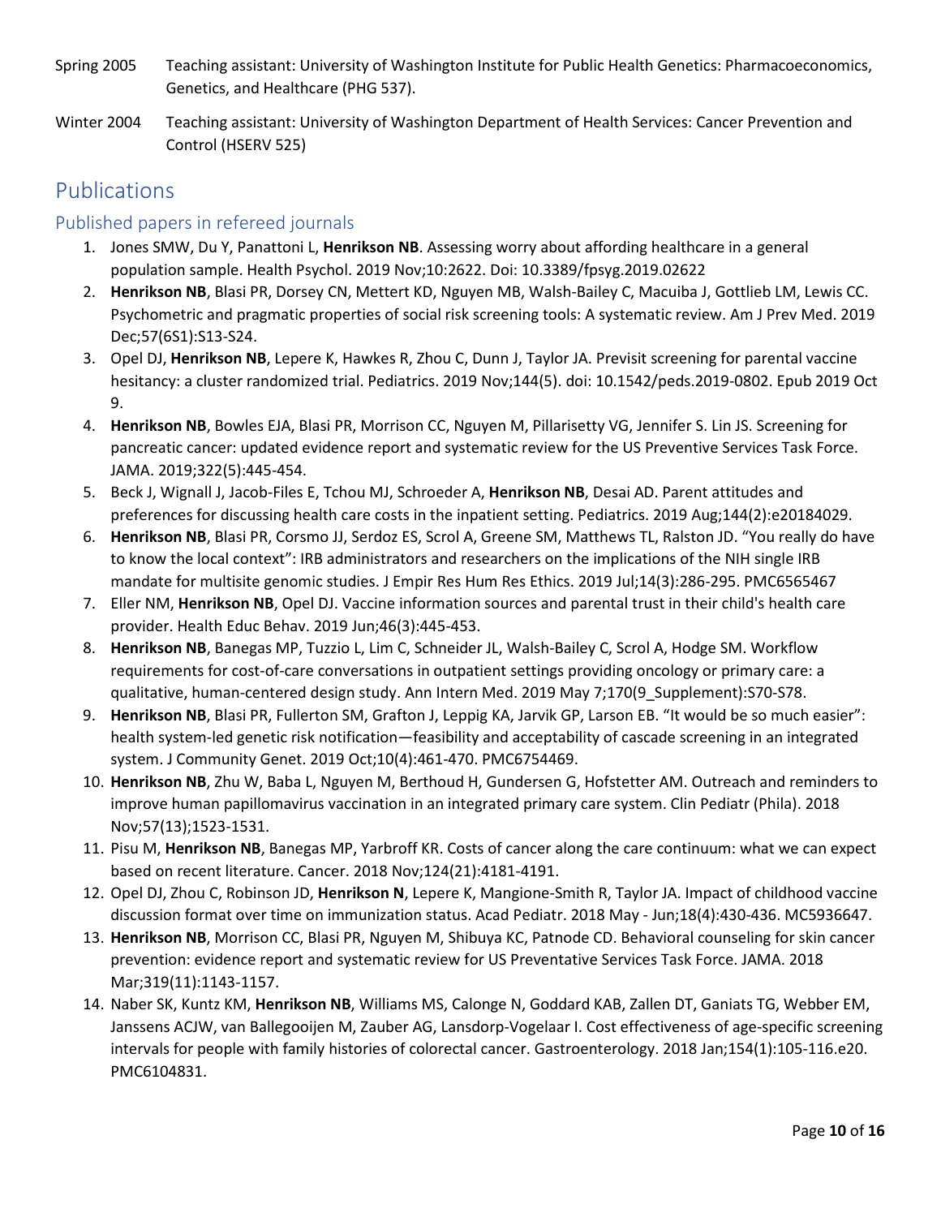Spring 2005 Teaching assistant: University of Washington Institute for Public Health Genetics: Pharmacoeconomics, Genetics, and Healthcare (PHG 537).

Winter 2004 Teaching assistant: University of Washington Department of Health Services: Cancer Prevention and Control (HSERV 525)

# Publications

## Published papers in refereed journals

1. Jones SMW, Du Y, Panattoni L, **Henrikson NB**. Assessing worry about affording healthcare in a general population sample. Health Psychol. 2019 Nov;10:2622. Doi: 10.3389/fpsyg.2019.02622
2. **Henrikson NB**, Blasi PR, Dorsey CN, Mettert KD, Nguyen MB, Walsh-Bailey C, Macuiba J, Gottlieb LM, Lewis CC. Psychometric and pragmatic properties of social risk screening tools: A systematic review. Am J Prev Med. 2019 Dec;57(6S1):S13-S24.
3. Opel DJ, **Henrikson NB**, Lepere K, Hawkes R, Zhou C, Dunn J, Taylor JA. Previsit screening for parental vaccine hesitancy: a cluster randomized trial. Pediatrics. 2019 Nov;144(5). doi: 10.1542/peds.2019-0802. Epub 2019 Oct 9.
4. **Henrikson NB**, Bowles EJA, Blasi PR, Morrison CC, Nguyen M, Pillarisetty VG, Jennifer S. Lin JS. Screening for pancreatic cancer: updated evidence report and systematic review for the US Preventive Services Task Force. JAMA. 2019;322(5):445-454.
5. Beck J, Wignall J, Jacob-Files E, Tchou MJ, Schroeder A, **Henrikson NB**, Desai AD. Parent attitudes and preferences for discussing health care costs in the inpatient setting. Pediatrics. 2019 Aug;144(2):e20184029.
6. **Henrikson NB**, Blasi PR, Corsmo JJ, Serdoz ES, Scrol A, Greene SM, Matthews TL, Ralston JD. "You really do have to know the local context": IRB administrators and researchers on the implications of the NIH single IRB mandate for multisite genomic studies. J Empir Res Hum Res Ethics. 2019 Jul;14(3):286-295. PMC6565467
7. Eller NM, **Henrikson NB**, Opel DJ. Vaccine information sources and parental trust in their child's health care provider. Health Educ Behav. 2019 Jun;46(3):445-453.
8. **Henrikson NB**, Banegas MP, Tuzzio L, Lim C, Schneider JL, Walsh-Bailey C, Scrol A, Hodge SM. Workflow requirements for cost-of-care conversations in outpatient settings providing oncology or primary care: a qualitative, human-centered design study. Ann Intern Med. 2019 May 7;170(9_Supplement):S70-S78.
9. **Henrikson NB**, Blasi PR, Fullerton SM, Grafton J, Leppig KA, Jarvik GP, Larson EB. "It would be so much easier": health system-led genetic risk notification—feasibility and acceptability of cascade screening in an integrated system. J Community Genet. 2019 Oct;10(4):461-470. PMC6754469.
10. **Henrikson NB**, Zhu W, Baba L, Nguyen M, Berthoud H, Gundersen G, Hofstetter AM. Outreach and reminders to improve human papillomavirus vaccination in an integrated primary care system. Clin Pediatr (Phila). 2018 Nov;57(13);1523-1531.
11. Pisu M, **Henrikson NB**, Banegas MP, Yarbroff KR. Costs of cancer along the care continuum: what we can expect based on recent literature. Cancer. 2018 Nov;124(21):4181-4191.
12. Opel DJ, Zhou C, Robinson JD, **Henrikson N**, Lepere K, Mangione-Smith R, Taylor JA. Impact of childhood vaccine discussion format over time on immunization status. Acad Pediatr. 2018 May - Jun;18(4):430-436. MC5936647.
13. **Henrikson NB**, Morrison CC, Blasi PR, Nguyen M, Shibuya KC, Patnode CD. Behavioral counseling for skin cancer prevention: evidence report and systematic review for US Preventative Services Task Force. JAMA. 2018 Mar;319(11):1143-1157.
14. Naber SK, Kuntz KM, **Henrikson NB**, Williams MS, Calonge N, Goddard KAB, Zallen DT, Ganiats TG, Webber EM, Janssens ACJW, van Ballegooijen M, Zauber AG, Lansdorp-Vogelaar I. Cost effectiveness of age-specific screening intervals for people with family histories of colorectal cancer. Gastroenterology. 2018 Jan;154(1):105-116.e20. PMC6104831.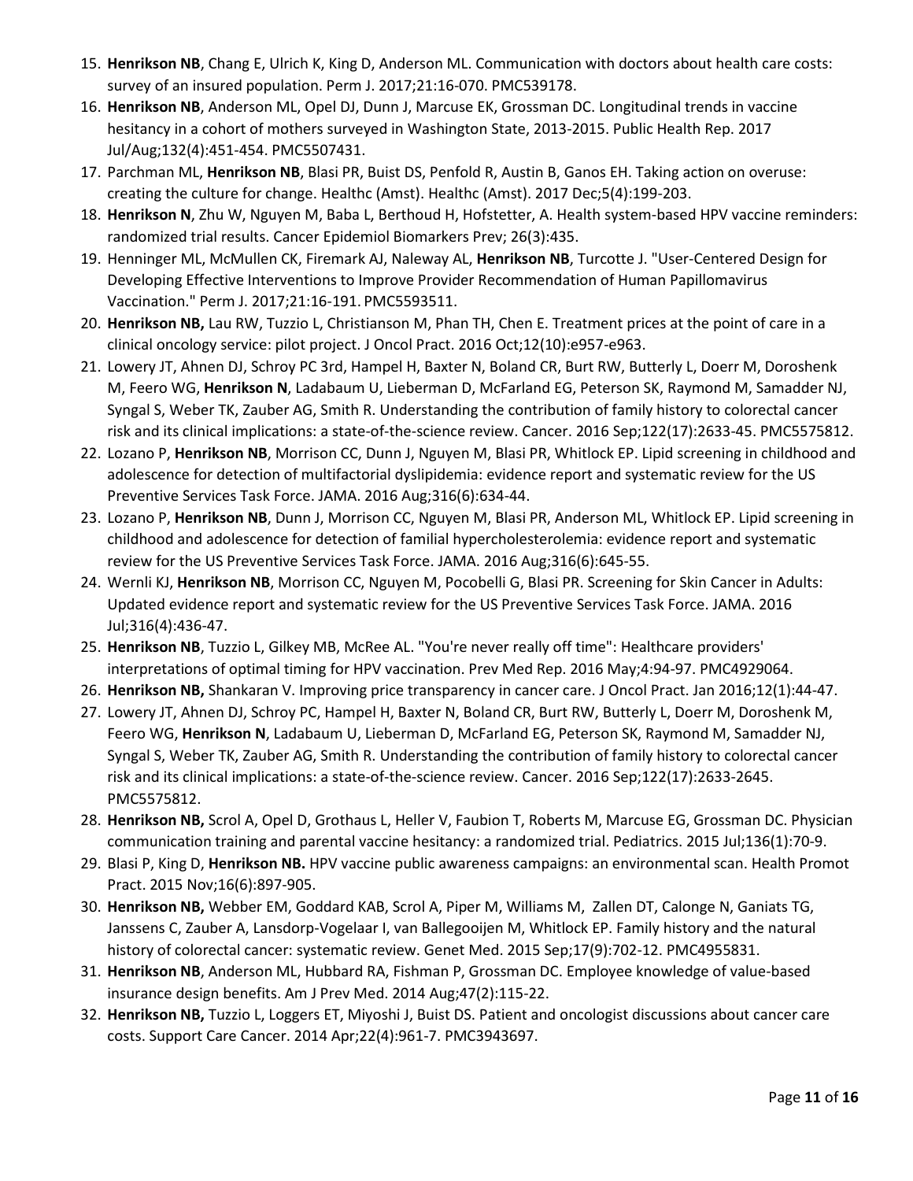15. **Henrikson NB**, Chang E, Ulrich K, King D, Anderson ML. Communication with doctors about health care costs: survey of an insured population. Perm J. 2017;21:16-070. PMC539178.
16. **Henrikson NB**, Anderson ML, Opel DJ, Dunn J, Marcuse EK, Grossman DC. Longitudinal trends in vaccine hesitancy in a cohort of mothers surveyed in Washington State, 2013-2015. Public Health Rep. 2017 Jul/Aug;132(4):451-454. PMC5507431.
17. Parchman ML, **Henrikson NB**, Blasi PR, Buist DS, Penfold R, Austin B, Ganos EH. Taking action on overuse: creating the culture for change. Healthc (Amst). Healthc (Amst). 2017 Dec;5(4):199-203.
18. **Henrikson N**, Zhu W, Nguyen M, Baba L, Berthoud H, Hofstetter, A. Health system-based HPV vaccine reminders: randomized trial results. Cancer Epidemiol Biomarkers Prev; 26(3):435.
19. Henninger ML, McMullen CK, Firemark AJ, Naleway AL, **Henrikson NB**, Turcotte J. "User-Centered Design for Developing Effective Interventions to Improve Provider Recommendation of Human Papillomavirus Vaccination." Perm J. 2017;21:16-191. PMC5593511.
20. **Henrikson NB,** Lau RW, Tuzzio L, Christianson M, Phan TH, Chen E. Treatment prices at the point of care in a clinical oncology service: pilot project. J Oncol Pract. 2016 Oct;12(10):e957-e963.
21. Lowery JT, Ahnen DJ, Schroy PC 3rd, Hampel H, Baxter N, Boland CR, Burt RW, Butterly L, Doerr M, Doroshenk M, Feero WG, **Henrikson N**, Ladabaum U, Lieberman D, McFarland EG, Peterson SK, Raymond M, Samadder NJ, Syngal S, Weber TK, Zauber AG, Smith R. Understanding the contribution of family history to colorectal cancer risk and its clinical implications: a state-of-the-science review. Cancer. 2016 Sep;122(17):2633-45. PMC5575812.
22. Lozano P, **Henrikson NB**, Morrison CC, Dunn J, Nguyen M, Blasi PR, Whitlock EP. Lipid screening in childhood and adolescence for detection of multifactorial dyslipidemia: evidence report and systematic review for the US Preventive Services Task Force. JAMA. 2016 Aug;316(6):634-44.
23. Lozano P, **Henrikson NB**, Dunn J, Morrison CC, Nguyen M, Blasi PR, Anderson ML, Whitlock EP. Lipid screening in childhood and adolescence for detection of familial hypercholesterolemia: evidence report and systematic review for the US Preventive Services Task Force. JAMA. 2016 Aug;316(6):645-55.
24. Wernli KJ, **Henrikson NB**, Morrison CC, Nguyen M, Pocobelli G, Blasi PR. Screening for Skin Cancer in Adults: Updated evidence report and systematic review for the US Preventive Services Task Force. JAMA. 2016 Jul;316(4):436-47.
25. **Henrikson NB**, Tuzzio L, Gilkey MB, McRee AL. "You're never really off time": Healthcare providers' interpretations of optimal timing for HPV vaccination. Prev Med Rep. 2016 May;4:94-97. PMC4929064.
26. **Henrikson NB,** Shankaran V. Improving price transparency in cancer care. J Oncol Pract. Jan 2016;12(1):44-47.
27. Lowery JT, Ahnen DJ, Schroy PC, Hampel H, Baxter N, Boland CR, Burt RW, Butterly L, Doerr M, Doroshenk M, Feero WG, **Henrikson N**, Ladabaum U, Lieberman D, McFarland EG, Peterson SK, Raymond M, Samadder NJ, Syngal S, Weber TK, Zauber AG, Smith R. Understanding the contribution of family history to colorectal cancer risk and its clinical implications: a state-of-the-science review. Cancer. 2016 Sep;122(17):2633-2645. PMC5575812.
28. **Henrikson NB,** Scrol A, Opel D, Grothaus L, Heller V, Faubion T, Roberts M, Marcuse EG, Grossman DC. Physician communication training and parental vaccine hesitancy: a randomized trial. Pediatrics. 2015 Jul;136(1):70-9.
29. Blasi P, King D, **Henrikson NB.** HPV vaccine public awareness campaigns: an environmental scan. Health Promot Pract. 2015 Nov;16(6):897-905.
30. **Henrikson NB,** Webber EM, Goddard KAB, Scrol A, Piper M, Williams M, Zallen DT, Calonge N, Ganiats TG, Janssens C, Zauber A, Lansdorp-Vogelaar I, van Ballegooijen M, Whitlock EP. Family history and the natural history of colorectal cancer: systematic review. Genet Med. 2015 Sep;17(9):702-12. PMC4955831.
31. **Henrikson NB**, Anderson ML, Hubbard RA, Fishman P, Grossman DC. Employee knowledge of value-based insurance design benefits. Am J Prev Med. 2014 Aug;47(2):115-22.
32. **Henrikson NB,** Tuzzio L, Loggers ET, Miyoshi J, Buist DS. Patient and oncologist discussions about cancer care costs. Support Care Cancer. 2014 Apr;22(4):961-7. PMC3943697.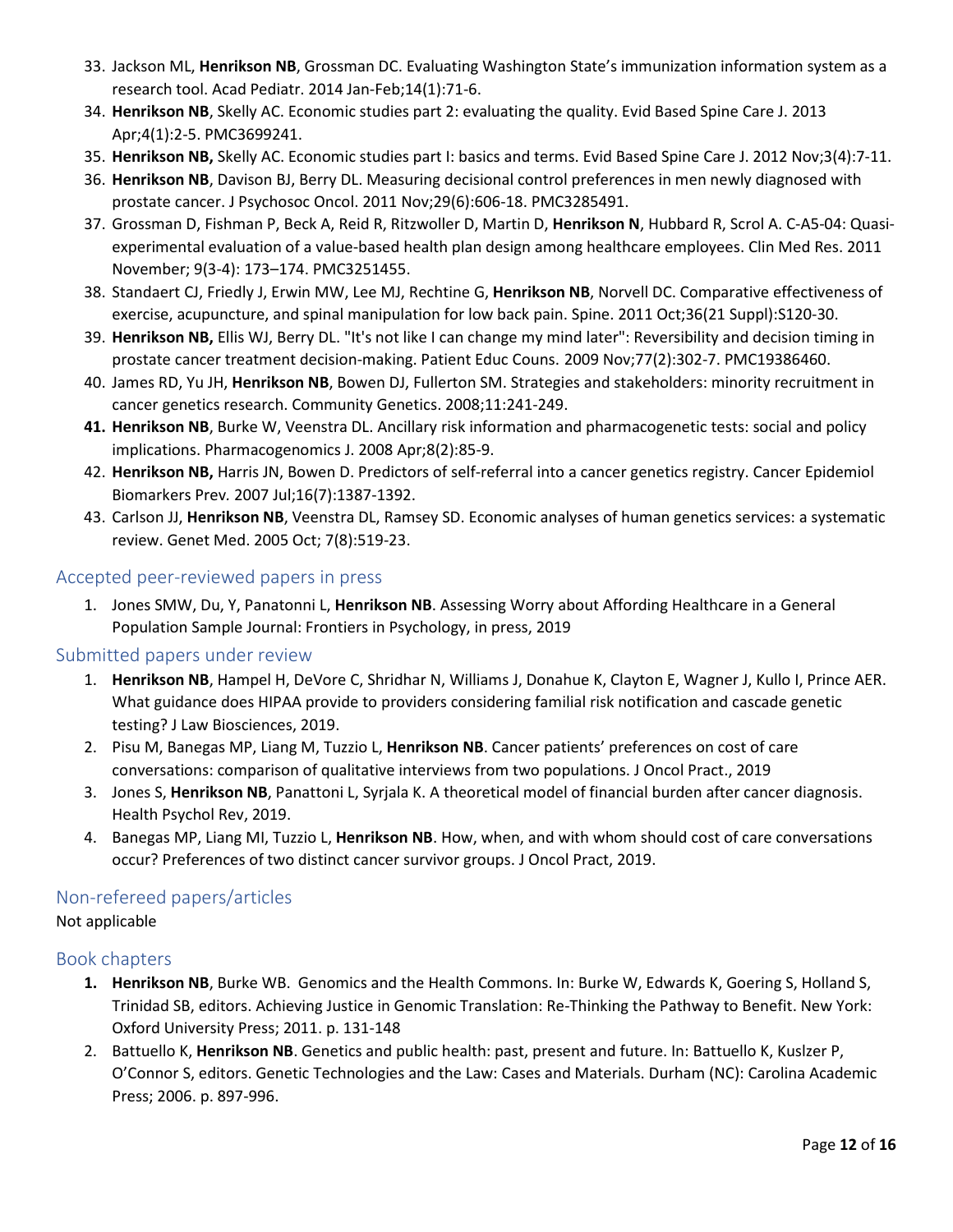33. Jackson ML, **Henrikson NB**, Grossman DC. Evaluating Washington State's immunization information system as a research tool. Acad Pediatr. 2014 Jan-Feb;14(1):71-6.
34. **Henrikson NB**, Skelly AC. Economic studies part 2: evaluating the quality. Evid Based Spine Care J. 2013 Apr;4(1):2-5. PMC3699241.
35. **Henrikson NB,** Skelly AC. Economic studies part I: basics and terms. Evid Based Spine Care J. 2012 Nov;3(4):7-11.
36. **Henrikson NB**, Davison BJ, Berry DL. Measuring decisional control preferences in men newly diagnosed with prostate cancer. J Psychosoc Oncol. 2011 Nov;29(6):606-18. PMC3285491.
37. Grossman D, Fishman P, Beck A, Reid R, Ritzwoller D, Martin D, **Henrikson N**, Hubbard R, Scrol A. C-A5-04: Quasi-experimental evaluation of a value-based health plan design among healthcare employees. Clin Med Res. 2011 November; 9(3-4): 173–174. PMC3251455.
38. Standaert CJ, Friedly J, Erwin MW, Lee MJ, Rechtine G, **Henrikson NB**, Norvell DC. Comparative effectiveness of exercise, acupuncture, and spinal manipulation for low back pain. Spine. 2011 Oct;36(21 Suppl):S120-30.
39. **Henrikson NB,** Ellis WJ, Berry DL. "It's not like I can change my mind later": Reversibility and decision timing in prostate cancer treatment decision-making. Patient Educ Couns. 2009 Nov;77(2):302-7. PMC19386460.
40. James RD, Yu JH, **Henrikson NB**, Bowen DJ, Fullerton SM. Strategies and stakeholders: minority recruitment in cancer genetics research. Community Genetics. 2008;11:241-249.
41. **Henrikson NB**, Burke W, Veenstra DL. Ancillary risk information and pharmacogenetic tests: social and policy implications. Pharmacogenomics J. 2008 Apr;8(2):85-9.
42. **Henrikson NB,** Harris JN, Bowen D. Predictors of self-referral into a cancer genetics registry. Cancer Epidemiol Biomarkers Prev. 2007 Jul;16(7):1387-1392.
43. Carlson JJ, **Henrikson NB**, Veenstra DL, Ramsey SD. Economic analyses of human genetics services: a systematic review. Genet Med. 2005 Oct; 7(8):519-23.

## Accepted peer-reviewed papers in press

1. Jones SMW, Du, Y, Panatonni L, **Henrikson NB**. Assessing Worry about Affording Healthcare in a General Population Sample Journal: Frontiers in Psychology, in press, 2019

## Submitted papers under review

1. **Henrikson NB**, Hampel H, DeVore C, Shridhar N, Williams J, Donahue K, Clayton E, Wagner J, Kullo I, Prince AER. What guidance does HIPAA provide to providers considering familial risk notification and cascade genetic testing? J Law Biosciences, 2019.
2. Pisu M, Banegas MP, Liang M, Tuzzio L, **Henrikson NB**. Cancer patients' preferences on cost of care conversations: comparison of qualitative interviews from two populations. J Oncol Pract., 2019
3. Jones S, **Henrikson NB**, Panattoni L, Syrjala K. A theoretical model of financial burden after cancer diagnosis. Health Psychol Rev, 2019.
4. Banegas MP, Liang MI, Tuzzio L, **Henrikson NB**. How, when, and with whom should cost of care conversations occur? Preferences of two distinct cancer survivor groups. J Oncol Pract, 2019.

## Non-refereed papers/articles

Not applicable

## Book chapters

1. **Henrikson NB**, Burke WB. Genomics and the Health Commons. In: Burke W, Edwards K, Goering S, Holland S, Trinidad SB, editors. Achieving Justice in Genomic Translation: Re-Thinking the Pathway to Benefit. New York: Oxford University Press; 2011. p. 131-148
2. Battuello K, **Henrikson NB**. Genetics and public health: past, present and future. In: Battuello K, Kuslzer P, O'Connor S, editors. Genetic Technologies and the Law: Cases and Materials. Durham (NC): Carolina Academic Press; 2006. p. 897-996.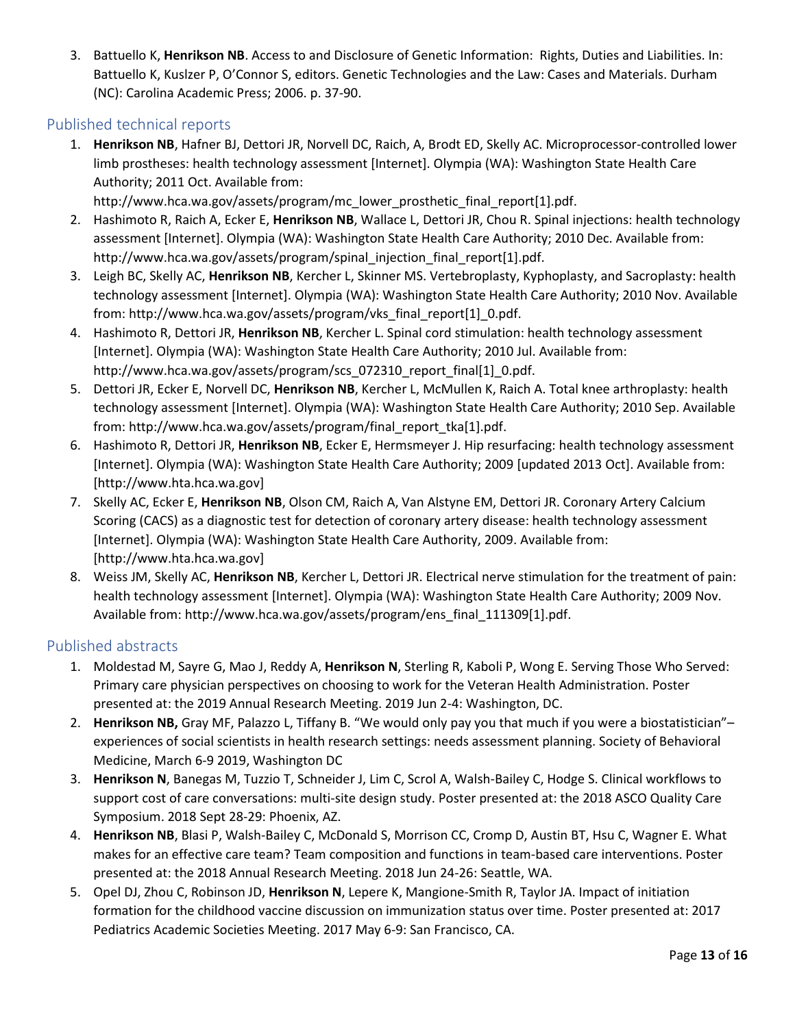3. Battuello K, **Henrikson NB**. Access to and Disclosure of Genetic Information: Rights, Duties and Liabilities. In: Battuello K, Kuslzer P, O'Connor S, editors. Genetic Technologies and the Law: Cases and Materials. Durham (NC): Carolina Academic Press; 2006. p. 37-90.

## Published technical reports

1. **Henrikson NB**, Hafner BJ, Dettori JR, Norvell DC, Raich, A, Brodt ED, Skelly AC. Microprocessor-controlled lower limb prostheses: health technology assessment [Internet]. Olympia (WA): Washington State Health Care Authority; 2011 Oct. Available from: http://www.hca.wa.gov/assets/program/mc_lower_prosthetic_final_report[1].pdf.
2. Hashimoto R, Raich A, Ecker E, **Henrikson NB**, Wallace L, Dettori JR, Chou R. Spinal injections: health technology assessment [Internet]. Olympia (WA): Washington State Health Care Authority; 2010 Dec. Available from: http://www.hca.wa.gov/assets/program/spinal_injection_final_report[1].pdf.
3. Leigh BC, Skelly AC, **Henrikson NB**, Kercher L, Skinner MS. Vertebroplasty, Kyphoplasty, and Sacroplasty: health technology assessment [Internet]. Olympia (WA): Washington State Health Care Authority; 2010 Nov. Available from: http://www.hca.wa.gov/assets/program/vks_final_report[1]_0.pdf.
4. Hashimoto R, Dettori JR, **Henrikson NB**, Kercher L. Spinal cord stimulation: health technology assessment [Internet]. Olympia (WA): Washington State Health Care Authority; 2010 Jul. Available from: http://www.hca.wa.gov/assets/program/scs_072310_report_final[1]_0.pdf.
5. Dettori JR, Ecker E, Norvell DC, **Henrikson NB**, Kercher L, McMullen K, Raich A. Total knee arthroplasty: health technology assessment [Internet]. Olympia (WA): Washington State Health Care Authority; 2010 Sep. Available from: http://www.hca.wa.gov/assets/program/final_report_tka[1].pdf.
6. Hashimoto R, Dettori JR, **Henrikson NB**, Ecker E, Hermsmeyer J. Hip resurfacing: health technology assessment [Internet]. Olympia (WA): Washington State Health Care Authority; 2009 [updated 2013 Oct]. Available from: [http://www.hta.hca.wa.gov]
7. Skelly AC, Ecker E, **Henrikson NB**, Olson CM, Raich A, Van Alstyne EM, Dettori JR. Coronary Artery Calcium Scoring (CACS) as a diagnostic test for detection of coronary artery disease: health technology assessment [Internet]. Olympia (WA): Washington State Health Care Authority, 2009. Available from: [http://www.hta.hca.wa.gov]
8. Weiss JM, Skelly AC, **Henrikson NB**, Kercher L, Dettori JR. Electrical nerve stimulation for the treatment of pain: health technology assessment [Internet]. Olympia (WA): Washington State Health Care Authority; 2009 Nov. Available from: http://www.hca.wa.gov/assets/program/ens_final_111309[1].pdf.

## Published abstracts

1. Moldestad M, Sayre G, Mao J, Reddy A, **Henrikson N**, Sterling R, Kaboli P, Wong E. Serving Those Who Served: Primary care physician perspectives on choosing to work for the Veteran Health Administration. Poster presented at: the 2019 Annual Research Meeting. 2019 Jun 2-4: Washington, DC.
2. **Henrikson NB,** Gray MF, Palazzo L, Tiffany B. "We would only pay you that much if you were a biostatistician"– experiences of social scientists in health research settings: needs assessment planning. Society of Behavioral Medicine, March 6-9 2019, Washington DC
3. **Henrikson N**, Banegas M, Tuzzio T, Schneider J, Lim C, Scrol A, Walsh-Bailey C, Hodge S. Clinical workflows to support cost of care conversations: multi-site design study. Poster presented at: the 2018 ASCO Quality Care Symposium. 2018 Sept 28-29: Phoenix, AZ.
4. **Henrikson NB**, Blasi P, Walsh-Bailey C, McDonald S, Morrison CC, Cromp D, Austin BT, Hsu C, Wagner E. What makes for an effective care team? Team composition and functions in team-based care interventions. Poster presented at: the 2018 Annual Research Meeting. 2018 Jun 24-26: Seattle, WA.
5. Opel DJ, Zhou C, Robinson JD, **Henrikson N**, Lepere K, Mangione-Smith R, Taylor JA. Impact of initiation formation for the childhood vaccine discussion on immunization status over time. Poster presented at: 2017 Pediatrics Academic Societies Meeting. 2017 May 6-9: San Francisco, CA.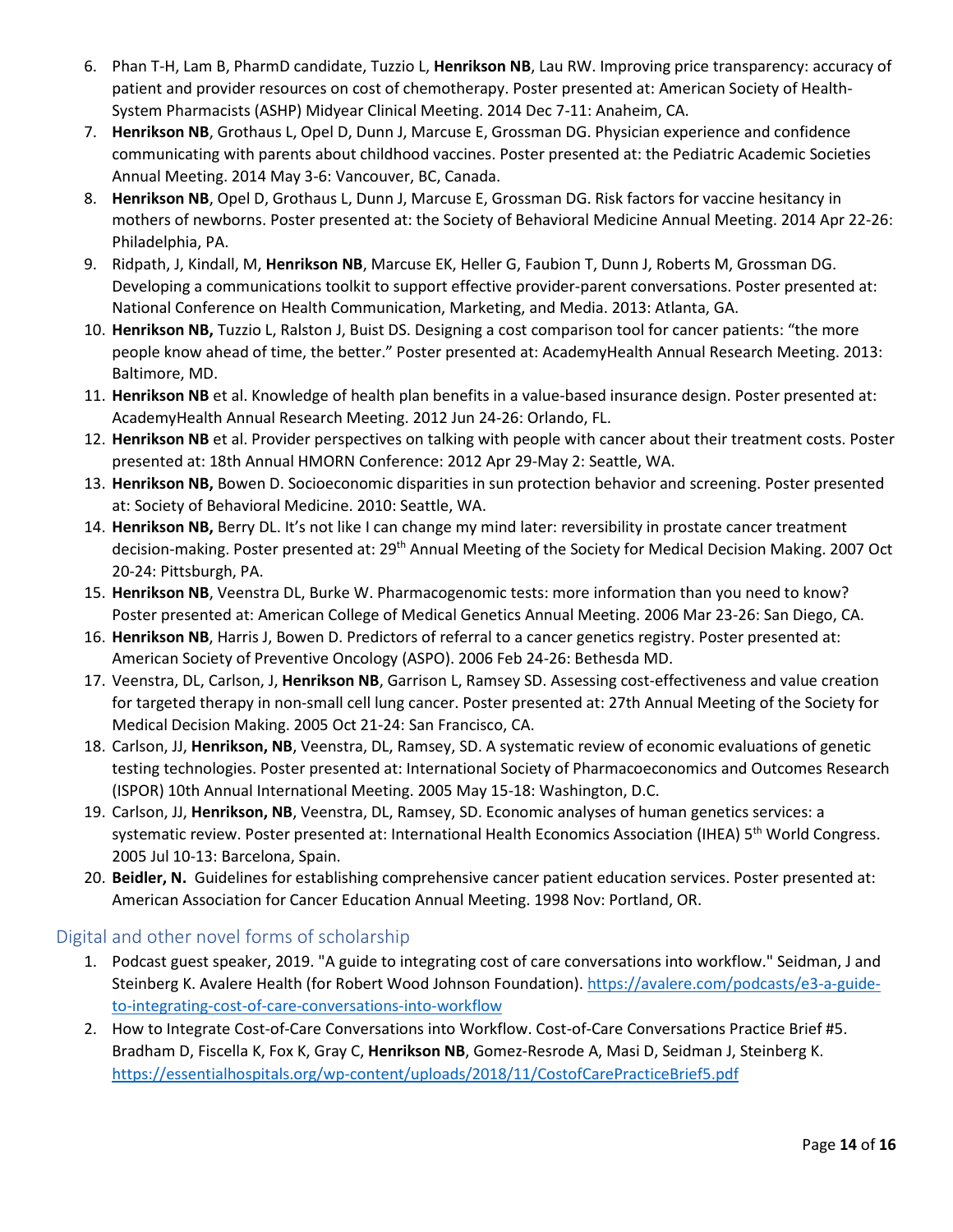6. Phan T-H, Lam B, PharmD candidate, Tuzzio L, **Henrikson NB**, Lau RW. Improving price transparency: accuracy of patient and provider resources on cost of chemotherapy. Poster presented at: American Society of Health-System Pharmacists (ASHP) Midyear Clinical Meeting. 2014 Dec 7-11: Anaheim, CA.
7. **Henrikson NB**, Grothaus L, Opel D, Dunn J, Marcuse E, Grossman DG. Physician experience and confidence communicating with parents about childhood vaccines. Poster presented at: the Pediatric Academic Societies Annual Meeting. 2014 May 3-6: Vancouver, BC, Canada.
8. **Henrikson NB**, Opel D, Grothaus L, Dunn J, Marcuse E, Grossman DG. Risk factors for vaccine hesitancy in mothers of newborns. Poster presented at: the Society of Behavioral Medicine Annual Meeting. 2014 Apr 22-26: Philadelphia, PA.
9. Ridpath, J, Kindall, M, **Henrikson NB**, Marcuse EK, Heller G, Faubion T, Dunn J, Roberts M, Grossman DG. Developing a communications toolkit to support effective provider-parent conversations. Poster presented at: National Conference on Health Communication, Marketing, and Media. 2013: Atlanta, GA.
10. **Henrikson NB,** Tuzzio L, Ralston J, Buist DS. Designing a cost comparison tool for cancer patients: "the more people know ahead of time, the better." Poster presented at: AcademyHealth Annual Research Meeting. 2013: Baltimore, MD.
11. **Henrikson NB** et al. Knowledge of health plan benefits in a value-based insurance design. Poster presented at: AcademyHealth Annual Research Meeting. 2012 Jun 24-26: Orlando, FL.
12. **Henrikson NB** et al. Provider perspectives on talking with people with cancer about their treatment costs. Poster presented at: 18th Annual HMORN Conference: 2012 Apr 29-May 2: Seattle, WA.
13. **Henrikson NB,** Bowen D. Socioeconomic disparities in sun protection behavior and screening. Poster presented at: Society of Behavioral Medicine. 2010: Seattle, WA.
14. **Henrikson NB,** Berry DL. It's not like I can change my mind later: reversibility in prostate cancer treatment decision-making. Poster presented at: 29th Annual Meeting of the Society for Medical Decision Making. 2007 Oct 20-24: Pittsburgh, PA.
15. **Henrikson NB**, Veenstra DL, Burke W. Pharmacogenomic tests: more information than you need to know? Poster presented at: American College of Medical Genetics Annual Meeting. 2006 Mar 23-26: San Diego, CA.
16. **Henrikson NB**, Harris J, Bowen D. Predictors of referral to a cancer genetics registry. Poster presented at: American Society of Preventive Oncology (ASPO). 2006 Feb 24-26: Bethesda MD.
17. Veenstra, DL, Carlson, J, **Henrikson NB**, Garrison L, Ramsey SD. Assessing cost-effectiveness and value creation for targeted therapy in non-small cell lung cancer. Poster presented at: 27th Annual Meeting of the Society for Medical Decision Making. 2005 Oct 21-24: San Francisco, CA.
18. Carlson, JJ, **Henrikson, NB**, Veenstra, DL, Ramsey, SD. A systematic review of economic evaluations of genetic testing technologies. Poster presented at: International Society of Pharmacoeconomics and Outcomes Research (ISPOR) 10th Annual International Meeting. 2005 May 15-18: Washington, D.C.
19. Carlson, JJ, **Henrikson, NB**, Veenstra, DL, Ramsey, SD. Economic analyses of human genetics services: a systematic review. Poster presented at: International Health Economics Association (IHEA) 5th World Congress. 2005 Jul 10-13: Barcelona, Spain.
20. **Beidler, N.** Guidelines for establishing comprehensive cancer patient education services. Poster presented at: American Association for Cancer Education Annual Meeting. 1998 Nov: Portland, OR.

## Digital and other novel forms of scholarship

1. Podcast guest speaker, 2019. "A guide to integrating cost of care conversations into workflow." Seidman, J and Steinberg K. Avalere Health (for Robert Wood Johnson Foundation). https://avalere.com/podcasts/e3-a-guide-to-integrating-cost-of-care-conversations-into-workflow
2. How to Integrate Cost-of-Care Conversations into Workflow. Cost-of-Care Conversations Practice Brief #5. Bradham D, Fiscella K, Fox K, Gray C, **Henrikson NB**, Gomez-Resrode A, Masi D, Seidman J, Steinberg K. https://essentialhospitals.org/wp-content/uploads/2018/11/CostofCarePracticeBrief5.pdf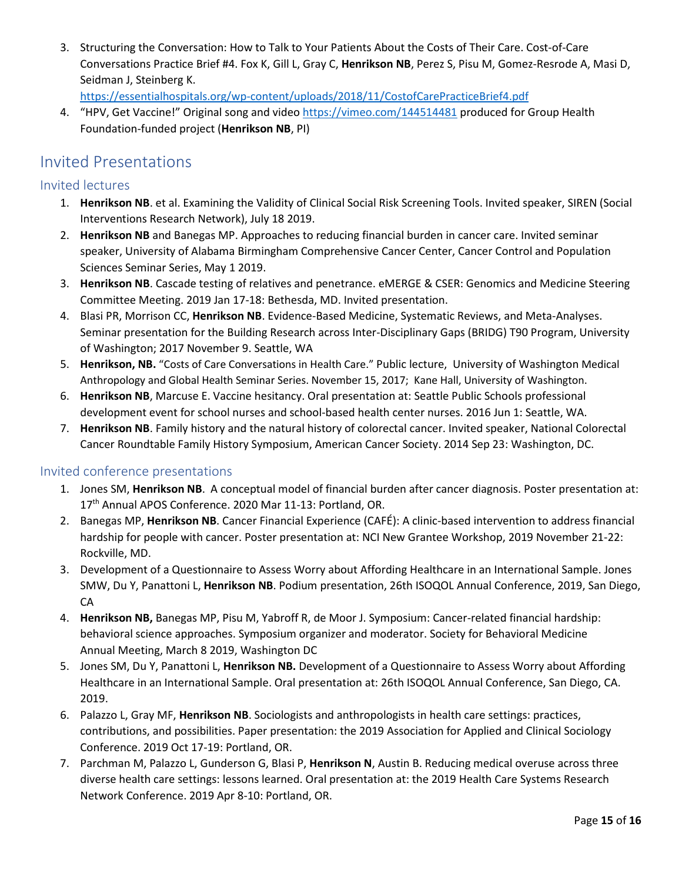3. Structuring the Conversation: How to Talk to Your Patients About the Costs of Their Care. Cost-of-Care Conversations Practice Brief #4. Fox K, Gill L, Gray C, **Henrikson NB**, Perez S, Pisu M, Gomez-Resrode A, Masi D, Seidman J, Steinberg K. https://essentialhospitals.org/wp-content/uploads/2018/11/CostofCarePracticeBrief4.pdf
4. "HPV, Get Vaccine!" Original song and video https://vimeo.com/144514481 produced for Group Health Foundation-funded project (**Henrikson NB**, PI)

# Invited Presentations

## Invited lectures

1. **Henrikson NB**. et al. Examining the Validity of Clinical Social Risk Screening Tools. Invited speaker, SIREN (Social Interventions Research Network), July 18 2019.
2. **Henrikson NB** and Banegas MP. Approaches to reducing financial burden in cancer care. Invited seminar speaker, University of Alabama Birmingham Comprehensive Cancer Center, Cancer Control and Population Sciences Seminar Series, May 1 2019.
3. **Henrikson NB**. Cascade testing of relatives and penetrance. eMERGE & CSER: Genomics and Medicine Steering Committee Meeting. 2019 Jan 17-18: Bethesda, MD. Invited presentation.
4. Blasi PR, Morrison CC, **Henrikson NB**. Evidence-Based Medicine, Systematic Reviews, and Meta-Analyses. Seminar presentation for the Building Research across Inter-Disciplinary Gaps (BRIDG) T90 Program, University of Washington; 2017 November 9. Seattle, WA
5. **Henrikson, NB.** "Costs of Care Conversations in Health Care." Public lecture, University of Washington Medical Anthropology and Global Health Seminar Series. November 15, 2017; Kane Hall, University of Washington.
6. **Henrikson NB**, Marcuse E. Vaccine hesitancy. Oral presentation at: Seattle Public Schools professional development event for school nurses and school-based health center nurses. 2016 Jun 1: Seattle, WA.
7. **Henrikson NB**. Family history and the natural history of colorectal cancer. Invited speaker, National Colorectal Cancer Roundtable Family History Symposium, American Cancer Society. 2014 Sep 23: Washington, DC.

## Invited conference presentations

1. Jones SM, **Henrikson NB**. A conceptual model of financial burden after cancer diagnosis. Poster presentation at: 17th Annual APOS Conference. 2020 Mar 11-13: Portland, OR.
2. Banegas MP, **Henrikson NB**. Cancer Financial Experience (CAFÉ): A clinic-based intervention to address financial hardship for people with cancer. Poster presentation at: NCI New Grantee Workshop, 2019 November 21-22: Rockville, MD.
3. Development of a Questionnaire to Assess Worry about Affording Healthcare in an International Sample. Jones SMW, Du Y, Panattoni L, **Henrikson NB**. Podium presentation, 26th ISOQOL Annual Conference, 2019, San Diego, CA
4. **Henrikson NB,** Banegas MP, Pisu M, Yabroff R, de Moor J. Symposium: Cancer-related financial hardship: behavioral science approaches. Symposium organizer and moderator. Society for Behavioral Medicine Annual Meeting, March 8 2019, Washington DC
5. Jones SM, Du Y, Panattoni L, **Henrikson NB.** Development of a Questionnaire to Assess Worry about Affording Healthcare in an International Sample. Oral presentation at: 26th ISOQOL Annual Conference, San Diego, CA. 2019.
6. Palazzo L, Gray MF, **Henrikson NB**. Sociologists and anthropologists in health care settings: practices, contributions, and possibilities. Paper presentation: the 2019 Association for Applied and Clinical Sociology Conference. 2019 Oct 17-19: Portland, OR.
7. Parchman M, Palazzo L, Gunderson G, Blasi P, **Henrikson N**, Austin B. Reducing medical overuse across three diverse health care settings: lessons learned. Oral presentation at: the 2019 Health Care Systems Research Network Conference. 2019 Apr 8-10: Portland, OR.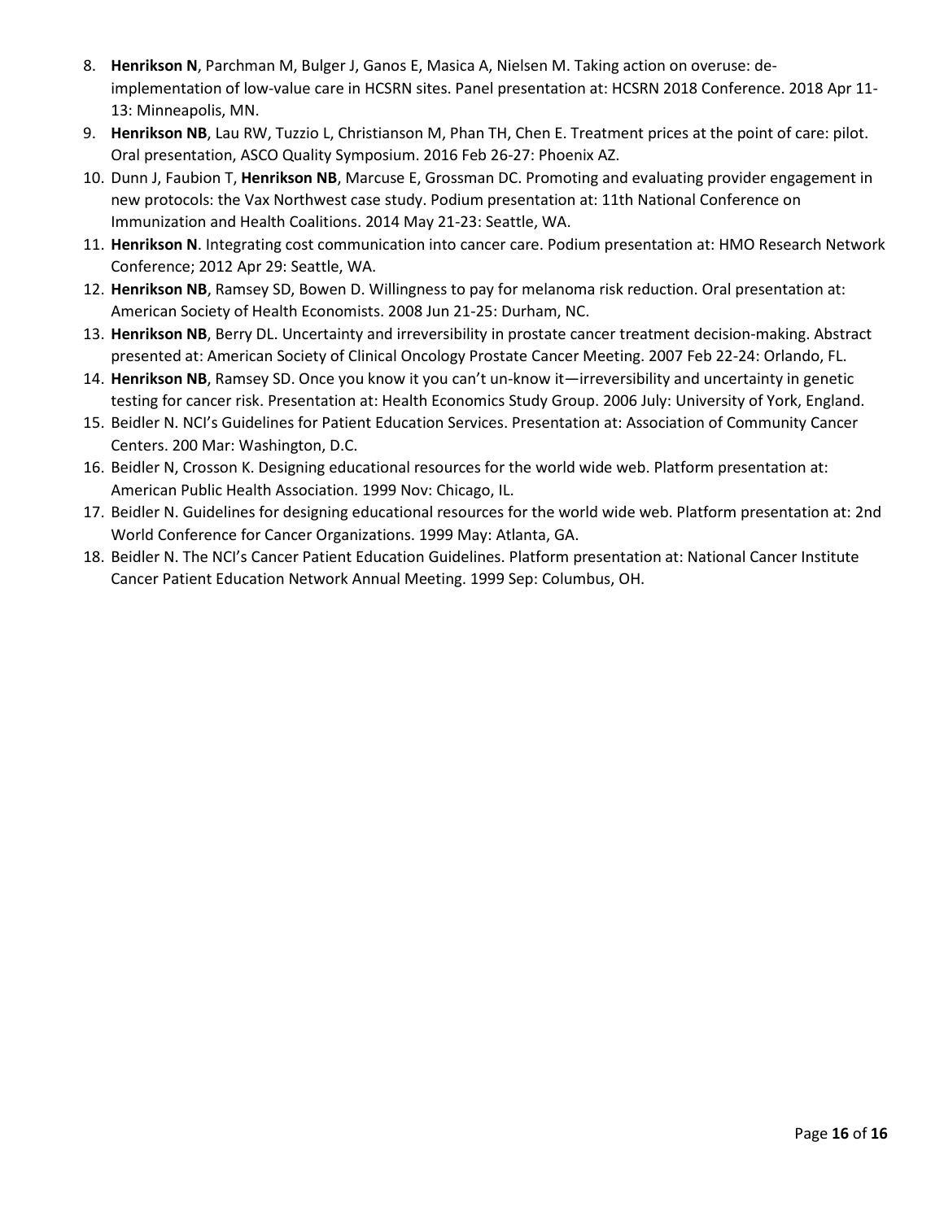8. **Henrikson N**, Parchman M, Bulger J, Ganos E, Masica A, Nielsen M. Taking action on overuse: de-implementation of low-value care in HCSRN sites. Panel presentation at: HCSRN 2018 Conference. 2018 Apr 11-13: Minneapolis, MN.
9. **Henrikson NB**, Lau RW, Tuzzio L, Christianson M, Phan TH, Chen E. Treatment prices at the point of care: pilot. Oral presentation, ASCO Quality Symposium. 2016 Feb 26-27: Phoenix AZ.
10. Dunn J, Faubion T, **Henrikson NB**, Marcuse E, Grossman DC. Promoting and evaluating provider engagement in new protocols: the Vax Northwest case study. Podium presentation at: 11th National Conference on Immunization and Health Coalitions. 2014 May 21-23: Seattle, WA.
11. **Henrikson N**. Integrating cost communication into cancer care. Podium presentation at: HMO Research Network Conference; 2012 Apr 29: Seattle, WA.
12. **Henrikson NB**, Ramsey SD, Bowen D. Willingness to pay for melanoma risk reduction. Oral presentation at: American Society of Health Economists. 2008 Jun 21-25: Durham, NC.
13. **Henrikson NB**, Berry DL. Uncertainty and irreversibility in prostate cancer treatment decision-making. Abstract presented at: American Society of Clinical Oncology Prostate Cancer Meeting. 2007 Feb 22-24: Orlando, FL.
14. **Henrikson NB**, Ramsey SD. Once you know it you can't un-know it—irreversibility and uncertainty in genetic testing for cancer risk. Presentation at: Health Economics Study Group. 2006 July: University of York, England.
15. Beidler N. NCI's Guidelines for Patient Education Services. Presentation at: Association of Community Cancer Centers. 200 Mar: Washington, D.C.
16. Beidler N, Crosson K. Designing educational resources for the world wide web. Platform presentation at: American Public Health Association. 1999 Nov: Chicago, IL.
17. Beidler N. Guidelines for designing educational resources for the world wide web. Platform presentation at: 2nd World Conference for Cancer Organizations. 1999 May: Atlanta, GA.
18. Beidler N. The NCI's Cancer Patient Education Guidelines. Platform presentation at: National Cancer Institute Cancer Patient Education Network Annual Meeting. 1999 Sep: Columbus, OH.